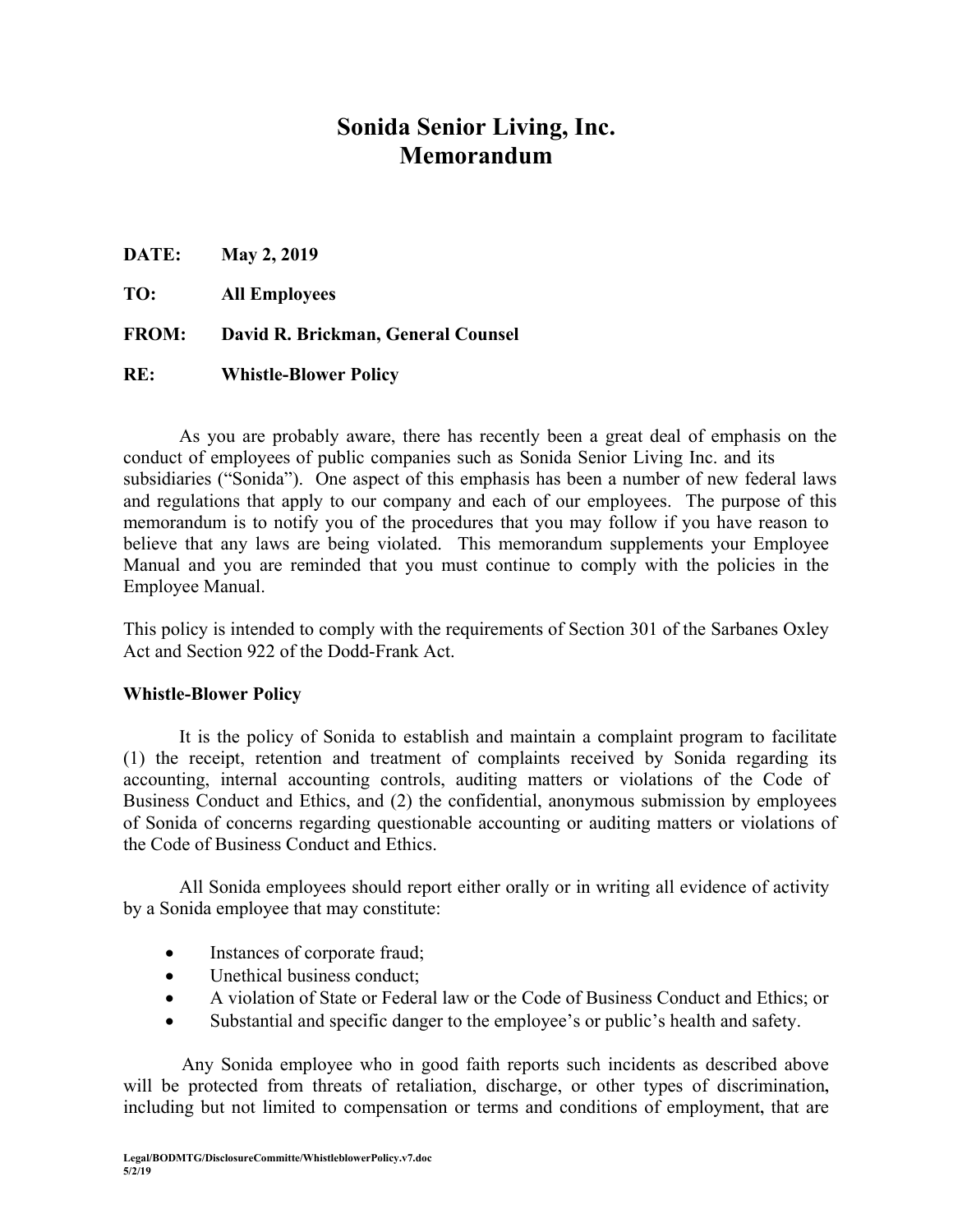# Sonida Senior Living, Inc.
# Memorandum

**DATE:** May 2, 2019

**TO:** All Employees

**FROM:** David R. Brickman, General Counsel

**RE:** Whistle-Blower Policy

As you are probably aware, there has recently been a great deal of emphasis on the conduct of employees of public companies such as Sonida Senior Living Inc. and its subsidiaries ("Sonida"). One aspect of this emphasis has been a number of new federal laws and regulations that apply to our company and each of our employees. The purpose of this memorandum is to notify you of the procedures that you may follow if you have reason to believe that any laws are being violated. This memorandum supplements your Employee Manual and you are reminded that you must continue to comply with the policies in the Employee Manual.

This policy is intended to comply with the requirements of Section 301 of the Sarbanes Oxley Act and Section 922 of the Dodd-Frank Act.

**Whistle-Blower Policy**

It is the policy of Sonida to establish and maintain a complaint program to facilitate (1) the receipt, retention and treatment of complaints received by Sonida regarding its accounting, internal accounting controls, auditing matters or violations of the Code of Business Conduct and Ethics, and (2) the confidential, anonymous submission by employees of Sonida of concerns regarding questionable accounting or auditing matters or violations of the Code of Business Conduct and Ethics.

All Sonida employees should report either orally or in writing all evidence of activity by a Sonida employee that may constitute:

- Instances of corporate fraud;
- Unethical business conduct;
- A violation of State or Federal law or the Code of Business Conduct and Ethics; or
- Substantial and specific danger to the employee's or public's health and safety.

Any Sonida employee who in good faith reports such incidents as described above will be protected from threats of retaliation, discharge, or other types of discrimination, including but not limited to compensation or terms and conditions of employment, that are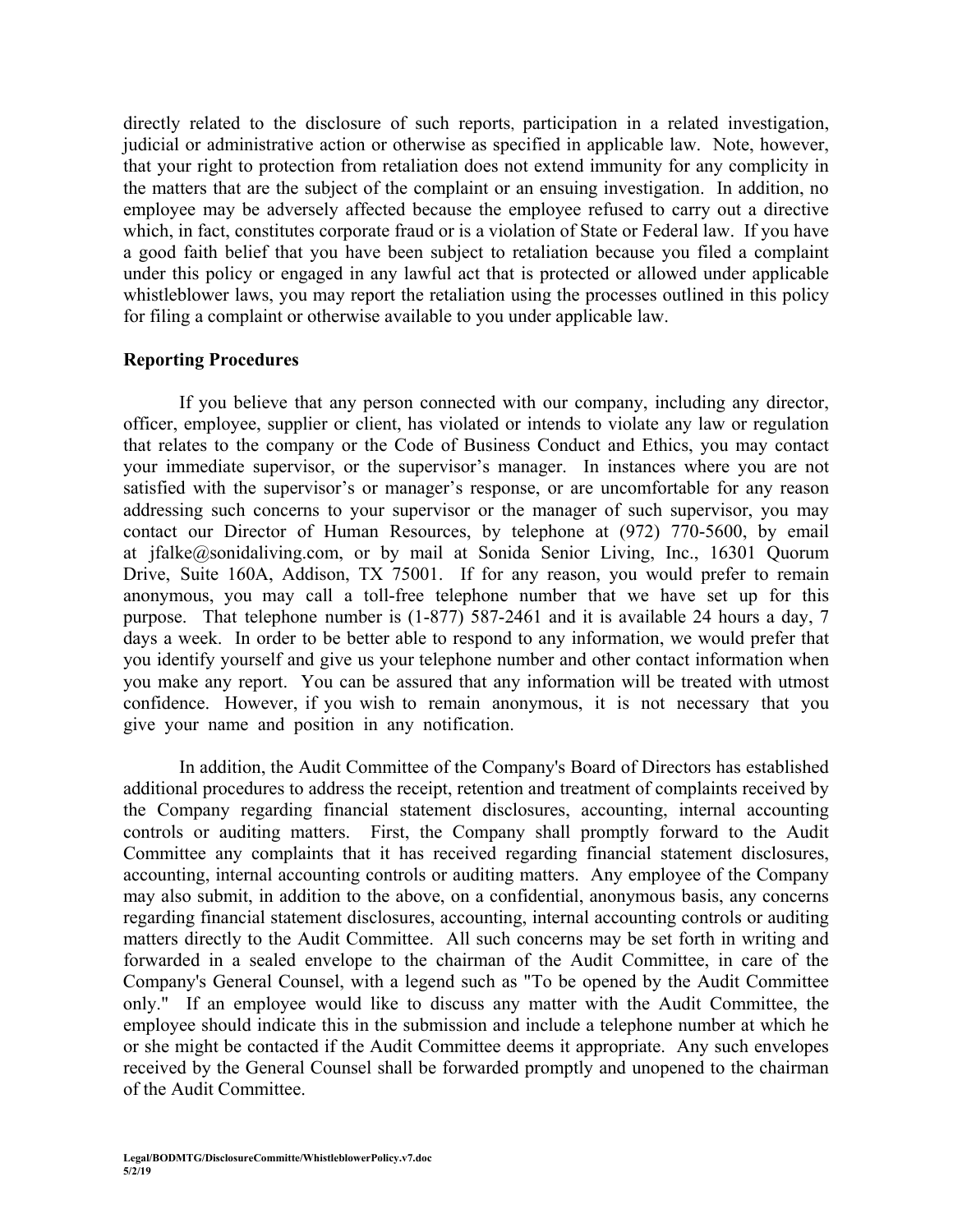directly related to the disclosure of such reports, participation in a related investigation, judicial or administrative action or otherwise as specified in applicable law. Note, however, that your right to protection from retaliation does not extend immunity for any complicity in the matters that are the subject of the complaint or an ensuing investigation. In addition, no employee may be adversely affected because the employee refused to carry out a directive which, in fact, constitutes corporate fraud or is a violation of State or Federal law. If you have a good faith belief that you have been subject to retaliation because you filed a complaint under this policy or engaged in any lawful act that is protected or allowed under applicable whistleblower laws, you may report the retaliation using the processes outlined in this policy for filing a complaint or otherwise available to you under applicable law.

**Reporting Procedures**

If you believe that any person connected with our company, including any director, officer, employee, supplier or client, has violated or intends to violate any law or regulation that relates to the company or the Code of Business Conduct and Ethics, you may contact your immediate supervisor, or the supervisor's manager. In instances where you are not satisfied with the supervisor's or manager's response, or are uncomfortable for any reason addressing such concerns to your supervisor or the manager of such supervisor, you may contact our Director of Human Resources, by telephone at (972) 770-5600, by email at jfalke@sonidaliving.com, or by mail at Sonida Senior Living, Inc., 16301 Quorum Drive, Suite 160A, Addison, TX 75001. If for any reason, you would prefer to remain anonymous, you may call a toll-free telephone number that we have set up for this purpose. That telephone number is (1-877) 587-2461 and it is available 24 hours a day, 7 days a week. In order to be better able to respond to any information, we would prefer that you identify yourself and give us your telephone number and other contact information when you make any report. You can be assured that any information will be treated with utmost confidence. However, if you wish to remain anonymous, it is not necessary that you give your name and position in any notification.

In addition, the Audit Committee of the Company's Board of Directors has established additional procedures to address the receipt, retention and treatment of complaints received by the Company regarding financial statement disclosures, accounting, internal accounting controls or auditing matters. First, the Company shall promptly forward to the Audit Committee any complaints that it has received regarding financial statement disclosures, accounting, internal accounting controls or auditing matters. Any employee of the Company may also submit, in addition to the above, on a confidential, anonymous basis, any concerns regarding financial statement disclosures, accounting, internal accounting controls or auditing matters directly to the Audit Committee. All such concerns may be set forth in writing and forwarded in a sealed envelope to the chairman of the Audit Committee, in care of the Company's General Counsel, with a legend such as "To be opened by the Audit Committee only." If an employee would like to discuss any matter with the Audit Committee, the employee should indicate this in the submission and include a telephone number at which he or she might be contacted if the Audit Committee deems it appropriate. Any such envelopes received by the General Counsel shall be forwarded promptly and unopened to the chairman of the Audit Committee.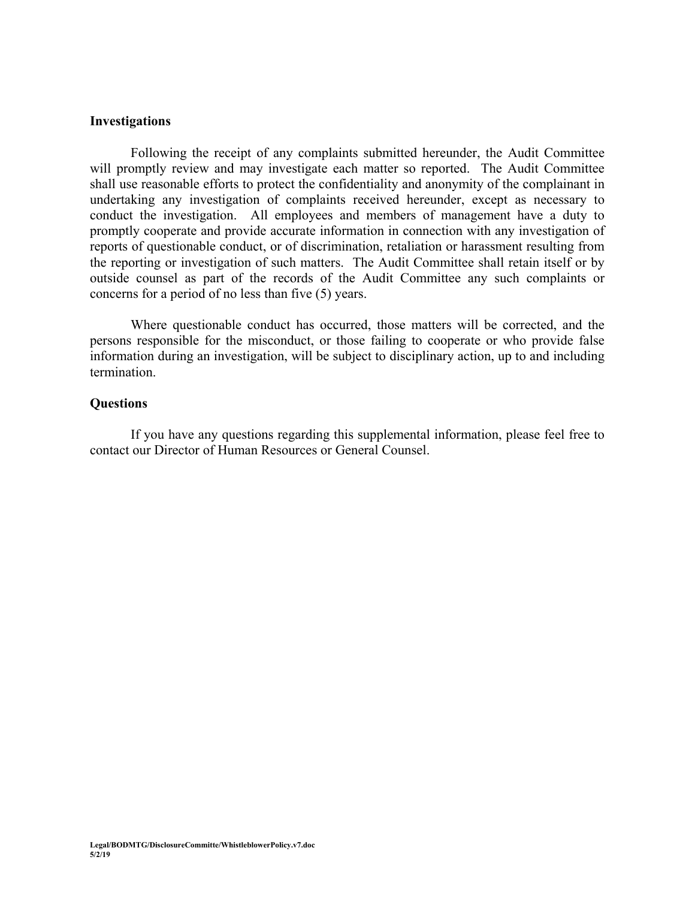**Investigations**

Following the receipt of any complaints submitted hereunder, the Audit Committee will promptly review and may investigate each matter so reported. The Audit Committee shall use reasonable efforts to protect the confidentiality and anonymity of the complainant in undertaking any investigation of complaints received hereunder, except as necessary to conduct the investigation. All employees and members of management have a duty to promptly cooperate and provide accurate information in connection with any investigation of reports of questionable conduct, or of discrimination, retaliation or harassment resulting from the reporting or investigation of such matters. The Audit Committee shall retain itself or by outside counsel as part of the records of the Audit Committee any such complaints or concerns for a period of no less than five (5) years.

Where questionable conduct has occurred, those matters will be corrected, and the persons responsible for the misconduct, or those failing to cooperate or who provide false information during an investigation, will be subject to disciplinary action, up to and including termination.

**Questions**

If you have any questions regarding this supplemental information, please feel free to contact our Director of Human Resources or General Counsel.

**Legal/BODMTG/DisclosureCommitte/WhistleblowerPolicy.v7.doc**
**5/2/19**